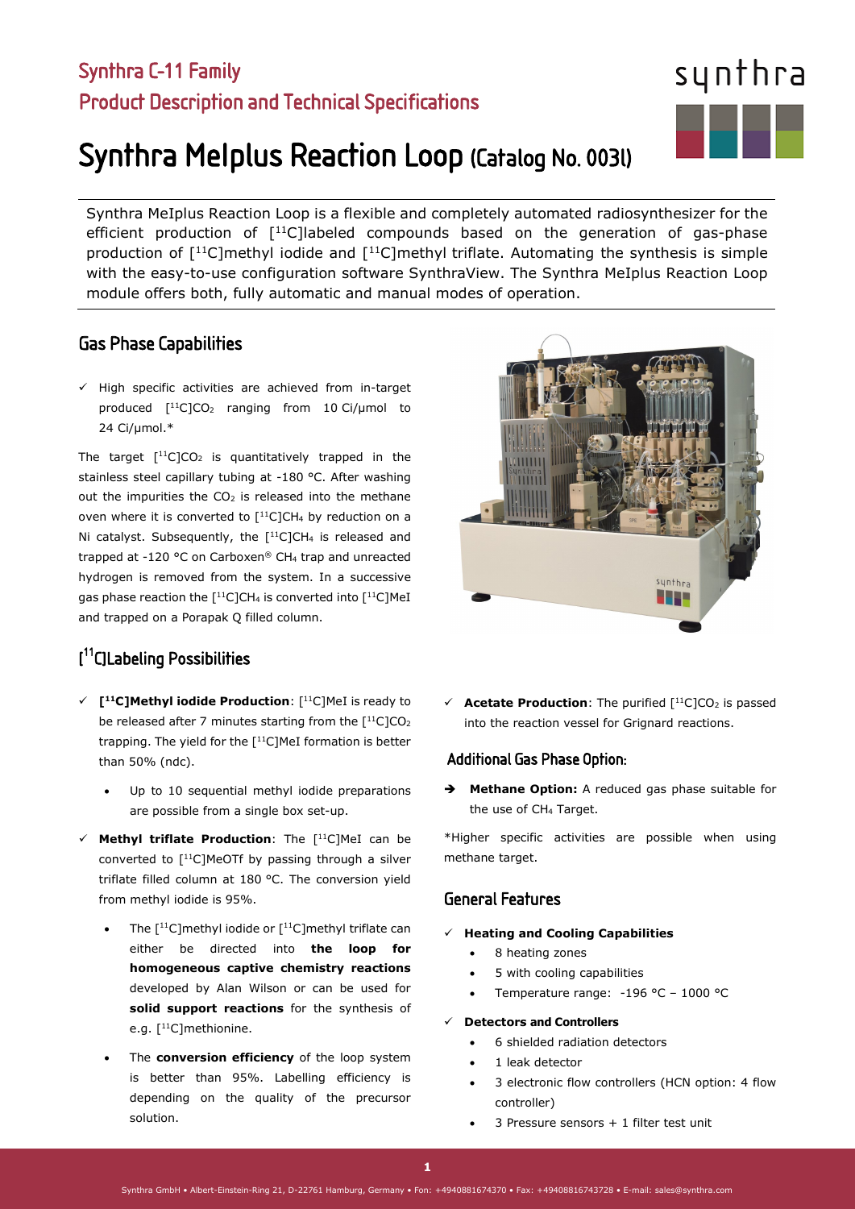# Synthra C-11 Family

## Product Description and Technical Specifications

# Synthra MeIplus Reaction Loop (Catalog No. 0031)

Synthra MeIplus Reaction Loop is a flexible and completely automated radiosynthesizer for the efficient production of [$^{11}$C]labeled compounds based on the generation of gas-phase production of [$^{11}$C]methyl iodide and [$^{11}$C]methyl triflate. Automating the synthesis is simple with the easy-to-use configuration software SynthraView. The Synthra MeIplus Reaction Loop module offers both, fully automatic and manual modes of operation.

## Gas Phase Capabilities

- ✓ High specific activities are achieved from in-target produced [$^{11}$C]$CO_2$ ranging from 10 Ci/µmol to 24 Ci/µmol.*

The target [$^{11}$C]$CO_2$ is quantitatively trapped in the stainless steel capillary tubing at -180 °C. After washing out the impurities the $CO_2$ is released into the methane oven where it is converted to [$^{11}$C]$CH_4$ by reduction on a Ni catalyst. Subsequently, the [$^{11}$C]$CH_4$ is released and trapped at -120 °C on Carboxen® $CH_4$ trap and unreacted hydrogen is removed from the system. In a successive gas phase reaction the [$^{11}$C]$CH_4$ is converted into [$^{11}$C]MeI and trapped on a Porapak Q filled column.

## [$^{11}$C]Labeling Possibilities

- ✓ **[$^{11}$C]Methyl iodide Production**: [$^{11}$C]MeI is ready to be released after 7 minutes starting from the [$^{11}$C]$CO_2$ trapping. The yield for the [$^{11}$C]MeI formation is better than 50% (ndc).
  - Up to 10 sequential methyl iodide preparations are possible from a single box set-up.
- ✓ **Methyl triflate Production**: The [$^{11}$C]MeI can be converted to [$^{11}$C]MeOTf by passing through a silver triflate filled column at 180 °C. The conversion yield from methyl iodide is 95%.
  - The [$^{11}$C]methyl iodide or [$^{11}$C]methyl triflate can either be directed into **the loop for homogeneous captive chemistry reactions** developed by Alan Wilson or can be used for **solid support reactions** for the synthesis of e.g. [$^{11}$C]methionine.
  - The **conversion efficiency** of the loop system is better than 95%. Labelling efficiency is depending on the quality of the precursor solution.
- ✓ **Acetate Production**: The purified [$^{11}$C]$CO_2$ is passed into the reaction vessel for Grignard reactions.

### Additional Gas Phase Option:

➔ **Methane Option:** A reduced gas phase suitable for the use of $CH_4$ Target.

*Higher specific activities are possible when using methane target.

## General Features

- ✓ **Heating and Cooling Capabilities**
  - 8 heating zones
  - 5 with cooling capabilities
  - Temperature range: -196 °C – 1000 °C
- ✓ **Detectors and Controllers**
  - 6 shielded radiation detectors
  - 1 leak detector
  - 3 electronic flow controllers (HCN option: 4 flow controller)
  - 3 Pressure sensors + 1 filter test unit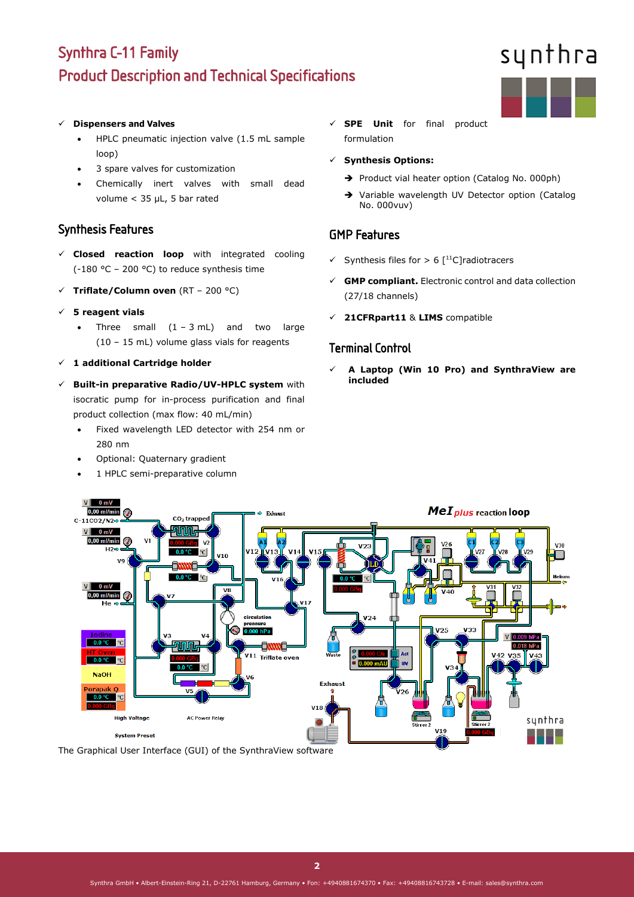# Synthra C-11 Family

## Product Description and Technical Specifications

- ✓ **Dispensers and Valves**
  - HPLC pneumatic injection valve (1.5 mL sample loop)
  - 3 spare valves for customization
  - Chemically inert valves with small dead volume < 35 µL, 5 bar rated

## Synthesis Features

- ✓ **Closed reaction loop** with integrated cooling (-180 °C – 200 °C) to reduce synthesis time
- ✓ **Triflate/Column oven** (RT – 200 °C)
- ✓ **5 reagent vials**
  - Three small (1 – 3 mL) and two large (10 – 15 mL) volume glass vials for reagents
- ✓ **1 additional Cartridge holder**
- ✓ **Built-in preparative Radio/UV-HPLC system** with isocratic pump for in-process purification and final product collection (max flow: 40 mL/min)
  - Fixed wavelength LED detector with 254 nm or 280 nm
  - Optional: Quaternary gradient
  - 1 HPLC semi-preparative column

- ✓ **SPE Unit** for final product formulation
- ✓ **Synthesis Options:**
  - ➔ Product vial heater option (Catalog No. 000ph)
  - ➔ Variable wavelength UV Detector option (Catalog No. 000vuv)

## GMP Features

- ✓ Synthesis files for > 6 [$^{11}$C]radiotracers
- ✓ **GMP compliant.** Electronic control and data collection (27/18 channels)
- ✓ **21CFRpart11** & **LIMS** compatible

## Terminal Control

- ✓ **A Laptop (Win 10 Pro) and SynthraView are included**

The Graphical User Interface (GUI) of the SynthraView software